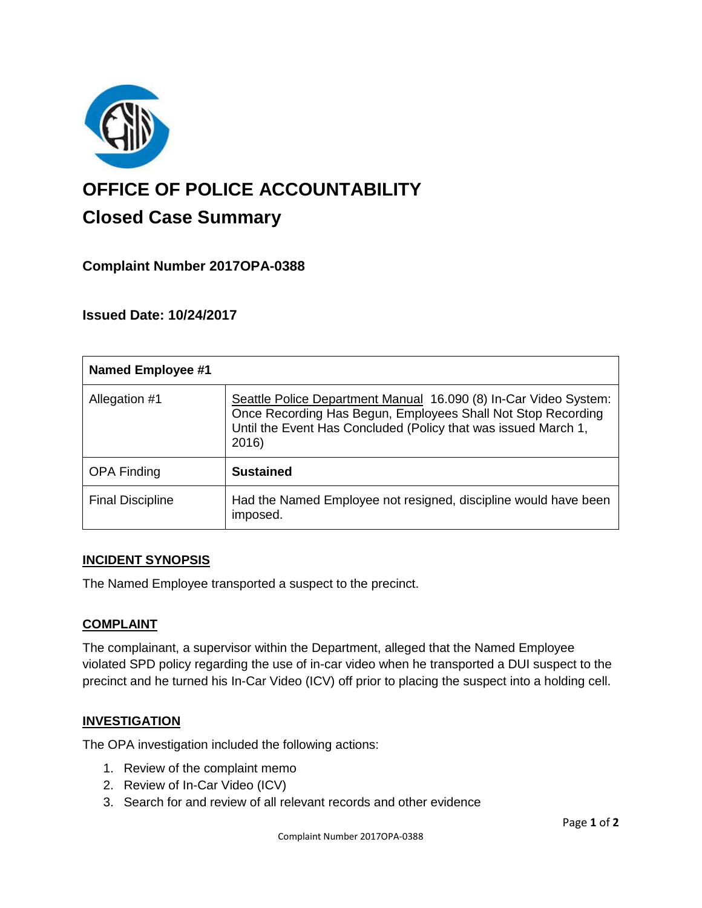# OFFICE OF POLICE ACCOUNTABILITY

## Closed Case Summary

### Complaint Number 2017OPA-0388

### Issued Date: 10/24/2017

| Named Employee #1 | |
|---|---|
| Allegation #1 | Seattle Police Department Manual 16.090 (8) In-Car Video System: Once Recording Has Begun, Employees Shall Not Stop Recording Until the Event Has Concluded (Policy that was issued March 1, 2016) |
| OPA Finding | **Sustained** |
| Final Discipline | Had the Named Employee not resigned, discipline would have been imposed. |

**INCIDENT SYNOPSIS**

The Named Employee transported a suspect to the precinct.

**COMPLAINT**

The complainant, a supervisor within the Department, alleged that the Named Employee violated SPD policy regarding the use of in-car video when he transported a DUI suspect to the precinct and he turned his In-Car Video (ICV) off prior to placing the suspect into a holding cell.

**INVESTIGATION**

The OPA investigation included the following actions:

1. Review of the complaint memo
2. Review of In-Car Video (ICV)
3. Search for and review of all relevant records and other evidence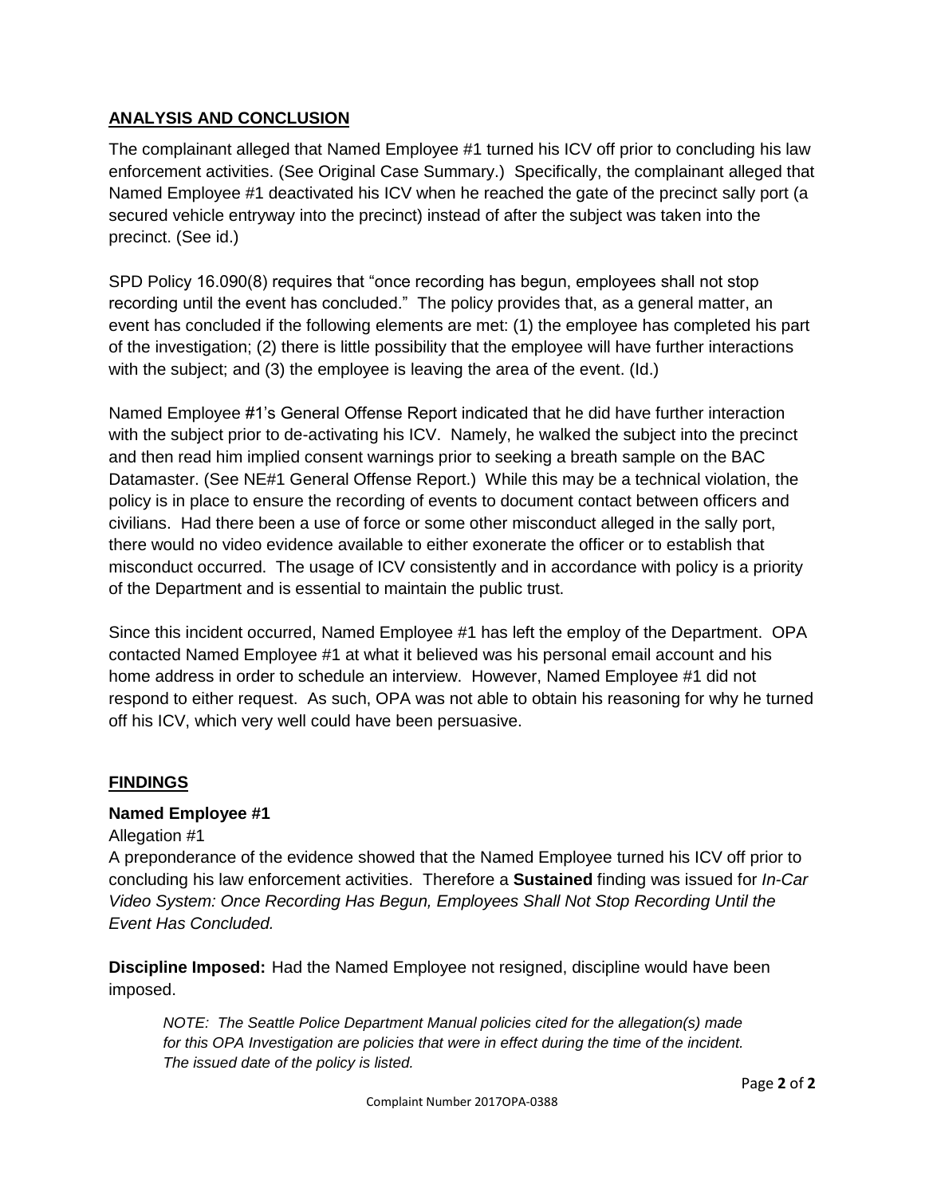## ANALYSIS AND CONCLUSION

The complainant alleged that Named Employee #1 turned his ICV off prior to concluding his law enforcement activities. (See Original Case Summary.) Specifically, the complainant alleged that Named Employee #1 deactivated his ICV when he reached the gate of the precinct sally port (a secured vehicle entryway into the precinct) instead of after the subject was taken into the precinct. (See id.)

SPD Policy 16.090(8) requires that "once recording has begun, employees shall not stop recording until the event has concluded." The policy provides that, as a general matter, an event has concluded if the following elements are met: (1) the employee has completed his part of the investigation; (2) there is little possibility that the employee will have further interactions with the subject; and (3) the employee is leaving the area of the event. (Id.)

Named Employee #1's General Offense Report indicated that he did have further interaction with the subject prior to de-activating his ICV. Namely, he walked the subject into the precinct and then read him implied consent warnings prior to seeking a breath sample on the BAC Datamaster. (See NE#1 General Offense Report.) While this may be a technical violation, the policy is in place to ensure the recording of events to document contact between officers and civilians. Had there been a use of force or some other misconduct alleged in the sally port, there would no video evidence available to either exonerate the officer or to establish that misconduct occurred. The usage of ICV consistently and in accordance with policy is a priority of the Department and is essential to maintain the public trust.

Since this incident occurred, Named Employee #1 has left the employ of the Department. OPA contacted Named Employee #1 at what it believed was his personal email account and his home address in order to schedule an interview. However, Named Employee #1 did not respond to either request. As such, OPA was not able to obtain his reasoning for why he turned off his ICV, which very well could have been persuasive.

## FINDINGS

### Named Employee #1

Allegation #1

A preponderance of the evidence showed that the Named Employee turned his ICV off prior to concluding his law enforcement activities. Therefore a **Sustained** finding was issued for *In-Car Video System: Once Recording Has Begun, Employees Shall Not Stop Recording Until the Event Has Concluded.*

**Discipline Imposed:** Had the Named Employee not resigned, discipline would have been imposed.

*NOTE: The Seattle Police Department Manual policies cited for the allegation(s) made for this OPA Investigation are policies that were in effect during the time of the incident. The issued date of the policy is listed.*

Complaint Number 2017OPA-0388